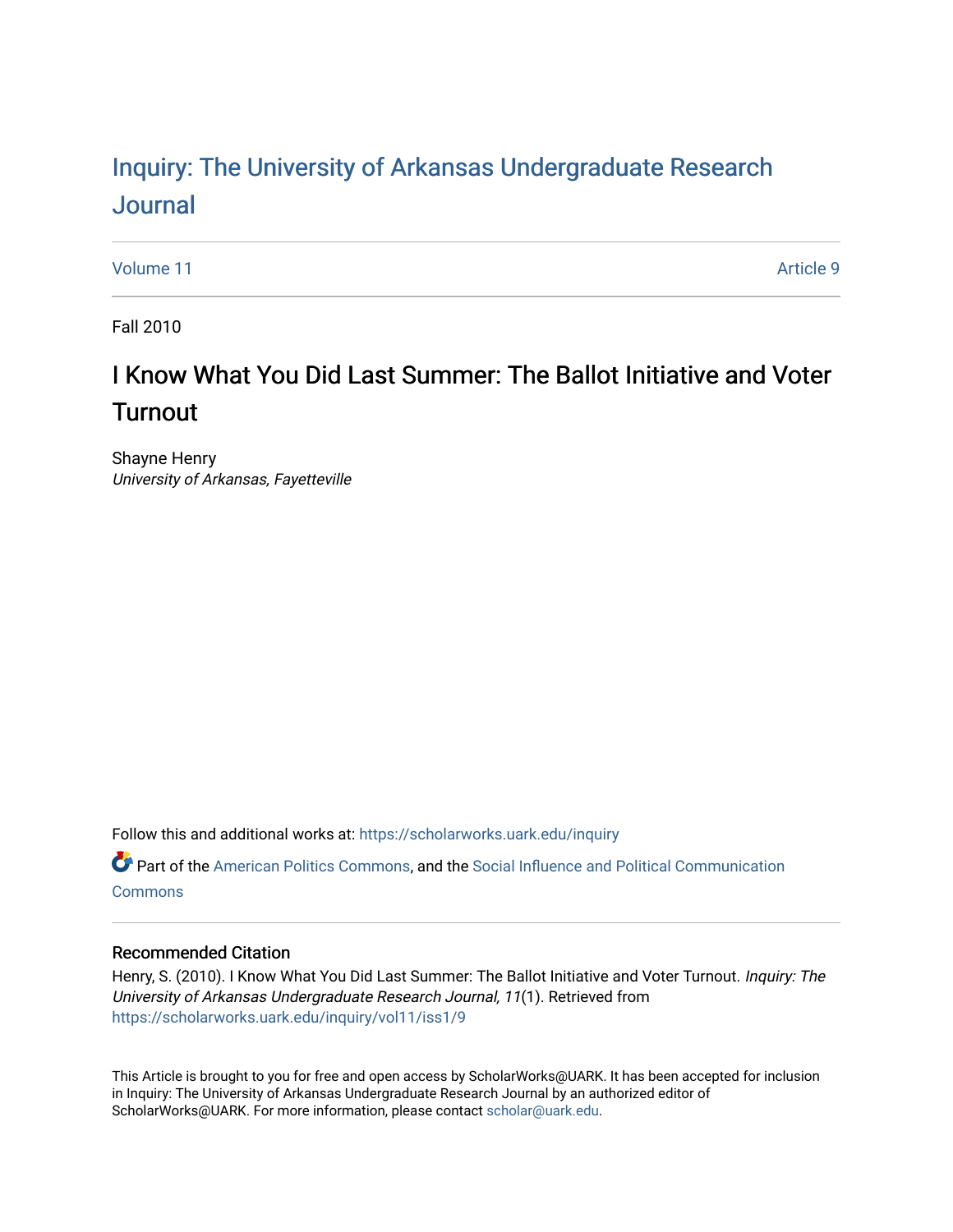# Inquiry: The University of Arkansas Undergraduate Research Journal

Volume 11 Article 9

Fall 2010

## I Know What You Did Last Summer: The Ballot Initiative and Voter Turnout

Shayne Henry
*University of Arkansas, Fayetteville*

Follow this and additional works at: https://scholarworks.uark.edu/inquiry

Part of the American Politics Commons, and the Social Influence and Political Communication Commons

### Recommended Citation

Henry, S. (2010). I Know What You Did Last Summer: The Ballot Initiative and Voter Turnout. *Inquiry: The University of Arkansas Undergraduate Research Journal, 11*(1). Retrieved from https://scholarworks.uark.edu/inquiry/vol11/iss1/9

This Article is brought to you for free and open access by ScholarWorks@UARK. It has been accepted for inclusion in Inquiry: The University of Arkansas Undergraduate Research Journal by an authorized editor of ScholarWorks@UARK. For more information, please contact scholar@uark.edu.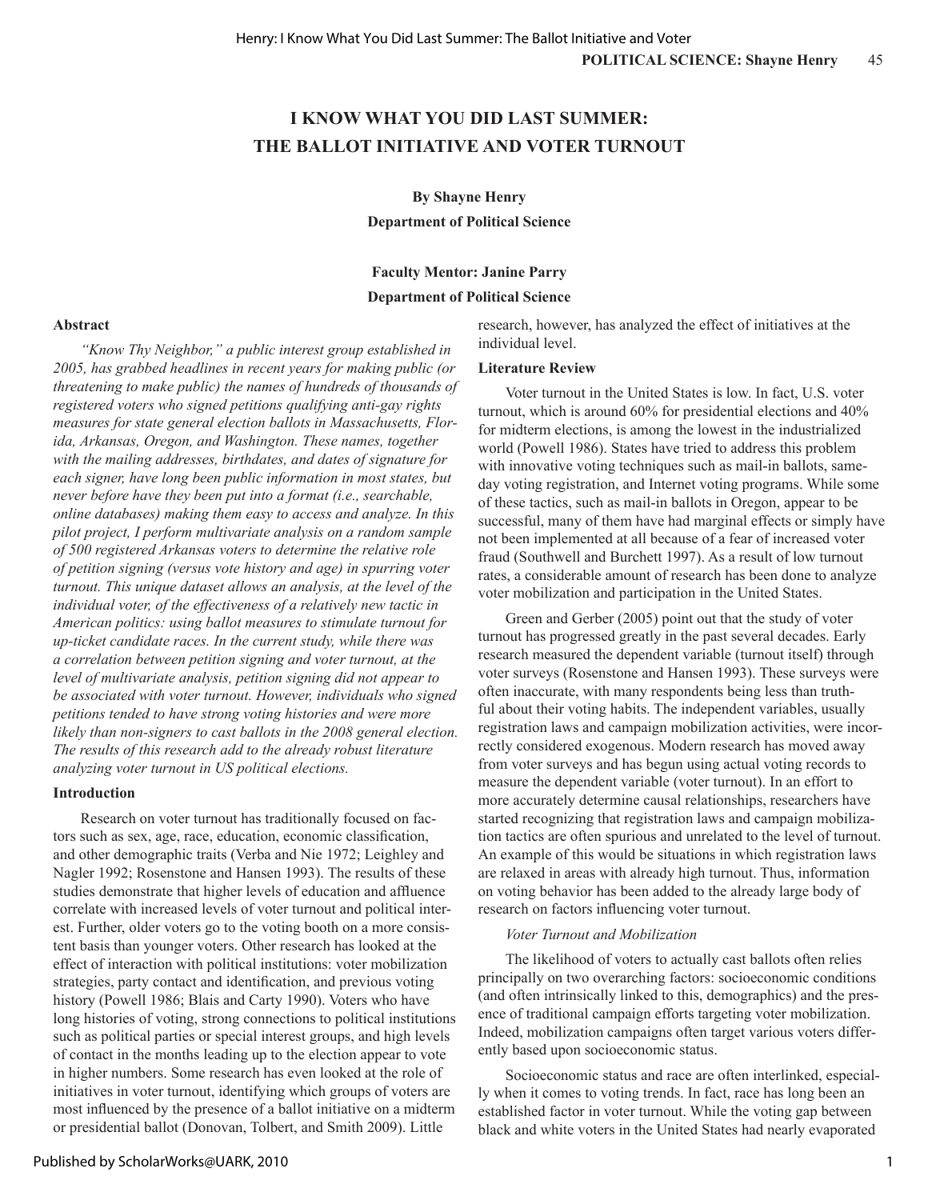# I KNOW WHAT YOU DID LAST SUMMER: THE BALLOT INITIATIVE AND VOTER TURNOUT

**By Shayne Henry**
**Department of Political Science**

**Faculty Mentor: Janine Parry**
**Department of Political Science**

### Abstract

*"Know Thy Neighbor," a public interest group established in 2005, has grabbed headlines in recent years for making public (or threatening to make public) the names of hundreds of thousands of registered voters who signed petitions qualifying anti-gay rights measures for state general election ballots in Massachusetts, Florida, Arkansas, Oregon, and Washington. These names, together with the mailing addresses, birthdates, and dates of signature for each signer, have long been public information in most states, but never before have they been put into a format (i.e., searchable, online databases) making them easy to access and analyze. In this pilot project, I perform multivariate analysis on a random sample of 500 registered Arkansas voters to determine the relative role of petition signing (versus vote history and age) in spurring voter turnout. This unique dataset allows an analysis, at the level of the individual voter, of the effectiveness of a relatively new tactic in American politics: using ballot measures to stimulate turnout for up-ticket candidate races. In the current study, while there was a correlation between petition signing and voter turnout, at the level of multivariate analysis, petition signing did not appear to be associated with voter turnout. However, individuals who signed petitions tended to have strong voting histories and were more likely than non-signers to cast ballots in the 2008 general election. The results of this research add to the already robust literature analyzing voter turnout in US political elections.*

### Introduction

Research on voter turnout has traditionally focused on factors such as sex, age, race, education, economic classification, and other demographic traits (Verba and Nie 1972; Leighley and Nagler 1992; Rosenstone and Hansen 1993). The results of these studies demonstrate that higher levels of education and affluence correlate with increased levels of voter turnout and political interest. Further, older voters go to the voting booth on a more consistent basis than younger voters. Other research has looked at the effect of interaction with political institutions: voter mobilization strategies, party contact and identification, and previous voting history (Powell 1986; Blais and Carty 1990). Voters who have long histories of voting, strong connections to political institutions such as political parties or special interest groups, and high levels of contact in the months leading up to the election appear to vote in higher numbers. Some research has even looked at the role of initiatives in voter turnout, identifying which groups of voters are most influenced by the presence of a ballot initiative on a midterm or presidential ballot (Donovan, Tolbert, and Smith 2009). Little research, however, has analyzed the effect of initiatives at the individual level.

### Literature Review

Voter turnout in the United States is low. In fact, U.S. voter turnout, which is around 60% for presidential elections and 40% for midterm elections, is among the lowest in the industrialized world (Powell 1986). States have tried to address this problem with innovative voting techniques such as mail-in ballots, same-day voting registration, and Internet voting programs. While some of these tactics, such as mail-in ballots in Oregon, appear to be successful, many of them have had marginal effects or simply have not been implemented at all because of a fear of increased voter fraud (Southwell and Burchett 1997). As a result of low turnout rates, a considerable amount of research has been done to analyze voter mobilization and participation in the United States.

Green and Gerber (2005) point out that the study of voter turnout has progressed greatly in the past several decades. Early research measured the dependent variable (turnout itself) through voter surveys (Rosenstone and Hansen 1993). These surveys were often inaccurate, with many respondents being less than truthful about their voting habits. The independent variables, usually registration laws and campaign mobilization activities, were incorrectly considered exogenous. Modern research has moved away from voter surveys and has begun using actual voting records to measure the dependent variable (voter turnout). In an effort to more accurately determine causal relationships, researchers have started recognizing that registration laws and campaign mobilization tactics are often spurious and unrelated to the level of turnout. An example of this would be situations in which registration laws are relaxed in areas with already high turnout. Thus, information on voting behavior has been added to the already large body of research on factors influencing voter turnout.

#### *Voter Turnout and Mobilization*

The likelihood of voters to actually cast ballots often relies principally on two overarching factors: socioeconomic conditions (and often intrinsically linked to this, demographics) and the presence of traditional campaign efforts targeting voter mobilization. Indeed, mobilization campaigns often target various voters differently based upon socioeconomic status.

Socioeconomic status and race are often interlinked, especially when it comes to voting trends. In fact, race has long been an established factor in voter turnout. While the voting gap between black and white voters in the United States had nearly evaporated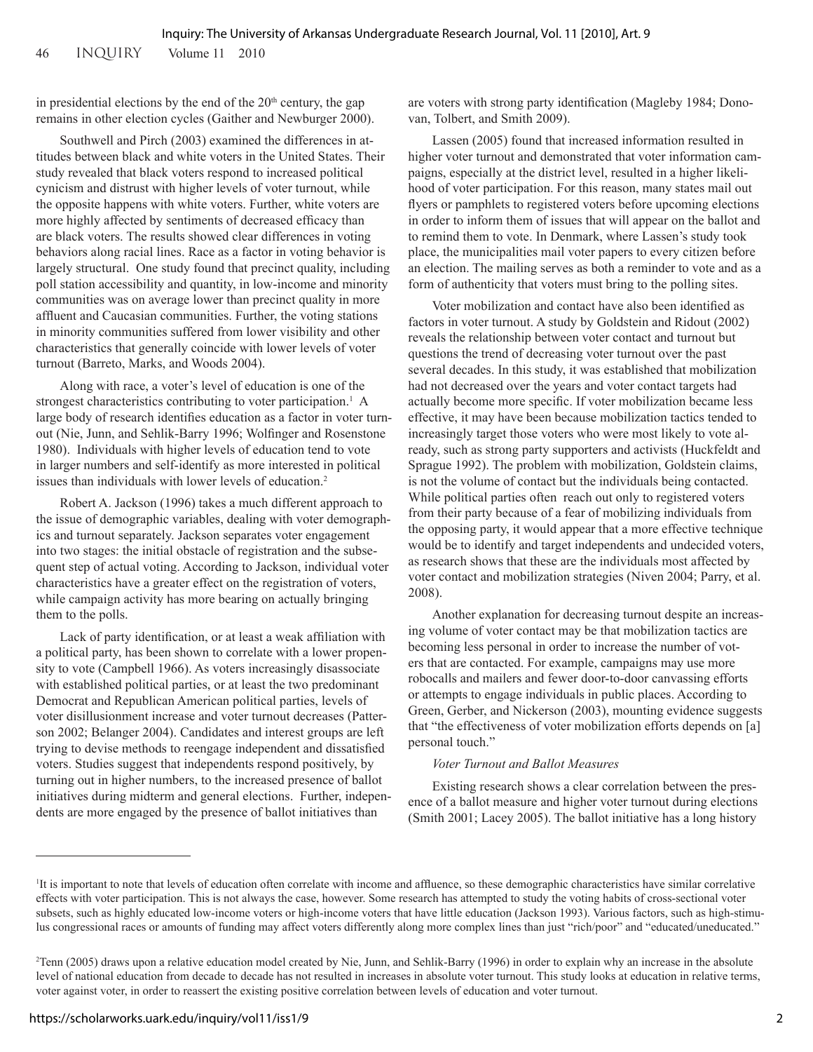in presidential elections by the end of the 20th century, the gap remains in other election cycles (Gaither and Newburger 2000).

Southwell and Pirch (2003) examined the differences in attitudes between black and white voters in the United States. Their study revealed that black voters respond to increased political cynicism and distrust with higher levels of voter turnout, while the opposite happens with white voters. Further, white voters are more highly affected by sentiments of decreased efficacy than are black voters. The results showed clear differences in voting behaviors along racial lines. Race as a factor in voting behavior is largely structural. One study found that precinct quality, including poll station accessibility and quantity, in low-income and minority communities was on average lower than precinct quality in more affluent and Caucasian communities. Further, the voting stations in minority communities suffered from lower visibility and other characteristics that generally coincide with lower levels of voter turnout (Barreto, Marks, and Woods 2004).

Along with race, a voter's level of education is one of the strongest characteristics contributing to voter participation.[1] A large body of research identifies education as a factor in voter turnout (Nie, Junn, and Sehlik-Barry 1996; Wolfinger and Rosenstone 1980). Individuals with higher levels of education tend to vote in larger numbers and self-identify as more interested in political issues than individuals with lower levels of education.[2]

Robert A. Jackson (1996) takes a much different approach to the issue of demographic variables, dealing with voter demographics and turnout separately. Jackson separates voter engagement into two stages: the initial obstacle of registration and the subsequent step of actual voting. According to Jackson, individual voter characteristics have a greater effect on the registration of voters, while campaign activity has more bearing on actually bringing them to the polls.

Lack of party identification, or at least a weak affiliation with a political party, has been shown to correlate with a lower propensity to vote (Campbell 1966). As voters increasingly disassociate with established political parties, or at least the two predominant Democrat and Republican American political parties, levels of voter disillusionment increase and voter turnout decreases (Patterson 2002; Belanger 2004). Candidates and interest groups are left trying to devise methods to reengage independent and dissatisfied voters. Studies suggest that independents respond positively, by turning out in higher numbers, to the increased presence of ballot initiatives during midterm and general elections. Further, independents are more engaged by the presence of ballot initiatives than are voters with strong party identification (Magleby 1984; Donovan, Tolbert, and Smith 2009).

Lassen (2005) found that increased information resulted in higher voter turnout and demonstrated that voter information campaigns, especially at the district level, resulted in a higher likelihood of voter participation. For this reason, many states mail out flyers or pamphlets to registered voters before upcoming elections in order to inform them of issues that will appear on the ballot and to remind them to vote. In Denmark, where Lassen's study took place, the municipalities mail voter papers to every citizen before an election. The mailing serves as both a reminder to vote and as a form of authenticity that voters must bring to the polling sites.

Voter mobilization and contact have also been identified as factors in voter turnout. A study by Goldstein and Ridout (2002) reveals the relationship between voter contact and turnout but questions the trend of decreasing voter turnout over the past several decades. In this study, it was established that mobilization had not decreased over the years and voter contact targets had actually become more specific. If voter mobilization became less effective, it may have been because mobilization tactics tended to increasingly target those voters who were most likely to vote already, such as strong party supporters and activists (Huckfeldt and Sprague 1992). The problem with mobilization, Goldstein claims, is not the volume of contact but the individuals being contacted. While political parties often reach out only to registered voters from their party because of a fear of mobilizing individuals from the opposing party, it would appear that a more effective technique would be to identify and target independents and undecided voters, as research shows that these are the individuals most affected by voter contact and mobilization strategies (Niven 2004; Parry, et al. 2008).

Another explanation for decreasing turnout despite an increasing volume of voter contact may be that mobilization tactics are becoming less personal in order to increase the number of voters that are contacted. For example, campaigns may use more robocalls and mailers and fewer door-to-door canvassing efforts or attempts to engage individuals in public places. According to Green, Gerber, and Nickerson (2003), mounting evidence suggests that "the effectiveness of voter mobilization efforts depends on [a] personal touch."

*Voter Turnout and Ballot Measures*

Existing research shows a clear correlation between the presence of a ballot measure and higher voter turnout during elections (Smith 2001; Lacey 2005). The ballot initiative has a long history

---

[1] It is important to note that levels of education often correlate with income and affluence, so these demographic characteristics have similar correlative effects with voter participation. This is not always the case, however. Some research has attempted to study the voting habits of cross-sectional voter subsets, such as highly educated low-income voters or high-income voters that have little education (Jackson 1993). Various factors, such as high-stimulus congressional races or amounts of funding may affect voters differently along more complex lines than just "rich/poor" and "educated/uneducated."

[2] Tenn (2005) draws upon a relative education model created by Nie, Junn, and Sehlik-Barry (1996) in order to explain why an increase in the absolute level of national education from decade to decade has not resulted in increases in absolute voter turnout. This study looks at education in relative terms, voter against voter, in order to reassert the existing positive correlation between levels of education and voter turnout.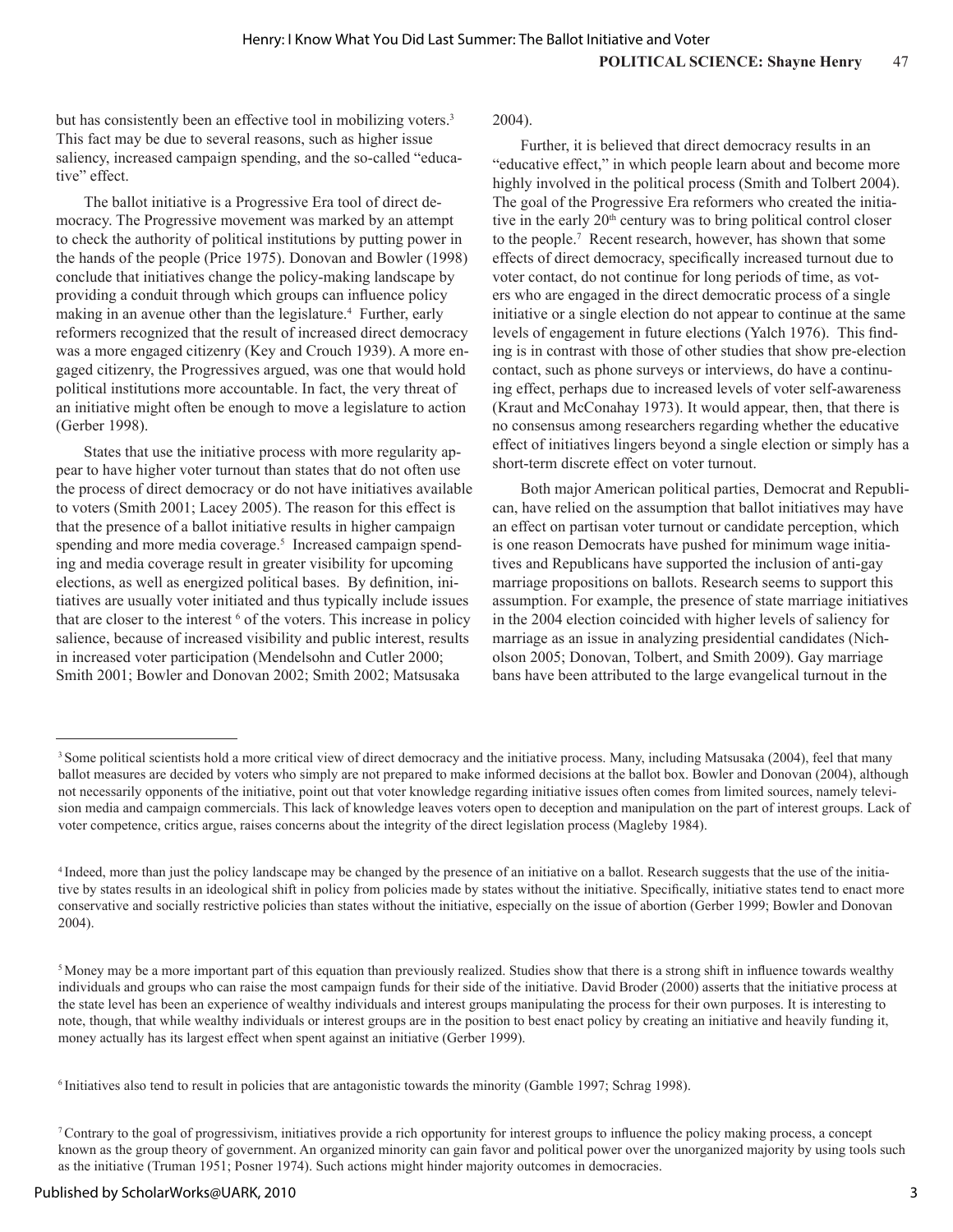but has consistently been an effective tool in mobilizing voters.[3] This fact may be due to several reasons, such as higher issue saliency, increased campaign spending, and the so-called "educative" effect.

The ballot initiative is a Progressive Era tool of direct democracy. The Progressive movement was marked by an attempt to check the authority of political institutions by putting power in the hands of the people (Price 1975). Donovan and Bowler (1998) conclude that initiatives change the policy-making landscape by providing a conduit through which groups can influence policy making in an avenue other than the legislature.[4] Further, early reformers recognized that the result of increased direct democracy was a more engaged citizenry (Key and Crouch 1939). A more engaged citizenry, the Progressives argued, was one that would hold political institutions more accountable. In fact, the very threat of an initiative might often be enough to move a legislature to action (Gerber 1998).

States that use the initiative process with more regularity appear to have higher voter turnout than states that do not often use the process of direct democracy or do not have initiatives available to voters (Smith 2001; Lacey 2005). The reason for this effect is that the presence of a ballot initiative results in higher campaign spending and more media coverage.[5] Increased campaign spending and media coverage result in greater visibility for upcoming elections, as well as energized political bases. By definition, initiatives are usually voter initiated and thus typically include issues that are closer to the interest [6] of the voters. This increase in policy salience, because of increased visibility and public interest, results in increased voter participation (Mendelsohn and Cutler 2000; Smith 2001; Bowler and Donovan 2002; Smith 2002; Matsusaka 2004).

Further, it is believed that direct democracy results in an "educative effect," in which people learn about and become more highly involved in the political process (Smith and Tolbert 2004). The goal of the Progressive Era reformers who created the initiative in the early 20th century was to bring political control closer to the people.[7] Recent research, however, has shown that some effects of direct democracy, specifically increased turnout due to voter contact, do not continue for long periods of time, as voters who are engaged in the direct democratic process of a single initiative or a single election do not appear to continue at the same levels of engagement in future elections (Yalch 1976). This finding is in contrast with those of other studies that show pre-election contact, such as phone surveys or interviews, do have a continuing effect, perhaps due to increased levels of voter self-awareness (Kraut and McConahay 1973). It would appear, then, that there is no consensus among researchers regarding whether the educative effect of initiatives lingers beyond a single election or simply has a short-term discrete effect on voter turnout.

Both major American political parties, Democrat and Republican, have relied on the assumption that ballot initiatives may have an effect on partisan voter turnout or candidate perception, which is one reason Democrats have pushed for minimum wage initiatives and Republicans have supported the inclusion of anti-gay marriage propositions on ballots. Research seems to support this assumption. For example, the presence of state marriage initiatives in the 2004 election coincided with higher levels of saliency for marriage as an issue in analyzing presidential candidates (Nicholson 2005; Donovan, Tolbert, and Smith 2009). Gay marriage bans have been attributed to the large evangelical turnout in the

---

[3] Some political scientists hold a more critical view of direct democracy and the initiative process. Many, including Matsusaka (2004), feel that many ballot measures are decided by voters who simply are not prepared to make informed decisions at the ballot box. Bowler and Donovan (2004), although not necessarily opponents of the initiative, point out that voter knowledge regarding initiative issues often comes from limited sources, namely television media and campaign commercials. This lack of knowledge leaves voters open to deception and manipulation on the part of interest groups. Lack of voter competence, critics argue, raises concerns about the integrity of the direct legislation process (Magleby 1984).

[4] Indeed, more than just the policy landscape may be changed by the presence of an initiative on a ballot. Research suggests that the use of the initiative by states results in an ideological shift in policy from policies made by states without the initiative. Specifically, initiative states tend to enact more conservative and socially restrictive policies than states without the initiative, especially on the issue of abortion (Gerber 1999; Bowler and Donovan 2004).

[5] Money may be a more important part of this equation than previously realized. Studies show that there is a strong shift in influence towards wealthy individuals and groups who can raise the most campaign funds for their side of the initiative. David Broder (2000) asserts that the initiative process at the state level has been an experience of wealthy individuals and interest groups manipulating the process for their own purposes. It is interesting to note, though, that while wealthy individuals or interest groups are in the position to best enact policy by creating an initiative and heavily funding it, money actually has its largest effect when spent against an initiative (Gerber 1999).

[6] Initiatives also tend to result in policies that are antagonistic towards the minority (Gamble 1997; Schrag 1998).

[7] Contrary to the goal of progressivism, initiatives provide a rich opportunity for interest groups to influence the policy making process, a concept known as the group theory of government. An organized minority can gain favor and political power over the unorganized majority by using tools such as the initiative (Truman 1951; Posner 1974). Such actions might hinder majority outcomes in democracies.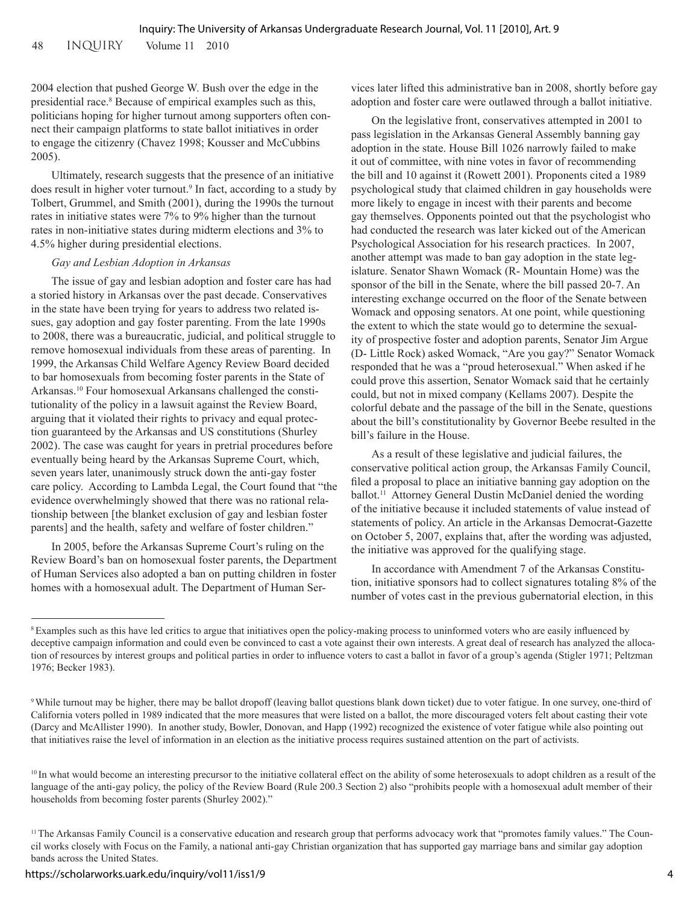2004 election that pushed George W. Bush over the edge in the presidential race.[8] Because of empirical examples such as this, politicians hoping for higher turnout among supporters often connect their campaign platforms to state ballot initiatives in order to engage the citizenry (Chavez 1998; Kousser and McCubbins 2005).

Ultimately, research suggests that the presence of an initiative does result in higher voter turnout.[9] In fact, according to a study by Tolbert, Grummel, and Smith (2001), during the 1990s the turnout rates in initiative states were 7% to 9% higher than the turnout rates in non-initiative states during midterm elections and 3% to 4.5% higher during presidential elections.

*Gay and Lesbian Adoption in Arkansas*

The issue of gay and lesbian adoption and foster care has had a storied history in Arkansas over the past decade. Conservatives in the state have been trying for years to address two related issues, gay adoption and gay foster parenting. From the late 1990s to 2008, there was a bureaucratic, judicial, and political struggle to remove homosexual individuals from these areas of parenting. In 1999, the Arkansas Child Welfare Agency Review Board decided to bar homosexuals from becoming foster parents in the State of Arkansas.[10] Four homosexual Arkansans challenged the constitutionality of the policy in a lawsuit against the Review Board, arguing that it violated their rights to privacy and equal protection guaranteed by the Arkansas and US constitutions (Shurley 2002). The case was caught for years in pretrial procedures before eventually being heard by the Arkansas Supreme Court, which, seven years later, unanimously struck down the anti-gay foster care policy. According to Lambda Legal, the Court found that "the evidence overwhelmingly showed that there was no rational relationship between [the blanket exclusion of gay and lesbian foster parents] and the health, safety and welfare of foster children."

In 2005, before the Arkansas Supreme Court's ruling on the Review Board's ban on homosexual foster parents, the Department of Human Services also adopted a ban on putting children in foster homes with a homosexual adult. The Department of Human Services later lifted this administrative ban in 2008, shortly before gay adoption and foster care were outlawed through a ballot initiative.

On the legislative front, conservatives attempted in 2001 to pass legislation in the Arkansas General Assembly banning gay adoption in the state. House Bill 1026 narrowly failed to make it out of committee, with nine votes in favor of recommending the bill and 10 against it (Rowett 2001). Proponents cited a 1989 psychological study that claimed children in gay households were more likely to engage in incest with their parents and become gay themselves. Opponents pointed out that the psychologist who had conducted the research was later kicked out of the American Psychological Association for his research practices. In 2007, another attempt was made to ban gay adoption in the state legislature. Senator Shawn Womack (R- Mountain Home) was the sponsor of the bill in the Senate, where the bill passed 20-7. An interesting exchange occurred on the floor of the Senate between Womack and opposing senators. At one point, while questioning the extent to which the state would go to determine the sexuality of prospective foster and adoption parents, Senator Jim Argue (D- Little Rock) asked Womack, "Are you gay?" Senator Womack responded that he was a "proud heterosexual." When asked if he could prove this assertion, Senator Womack said that he certainly could, but not in mixed company (Kellams 2007). Despite the colorful debate and the passage of the bill in the Senate, questions about the bill's constitutionality by Governor Beebe resulted in the bill's failure in the House.

As a result of these legislative and judicial failures, the conservative political action group, the Arkansas Family Council, filed a proposal to place an initiative banning gay adoption on the ballot.[11] Attorney General Dustin McDaniel denied the wording of the initiative because it included statements of value instead of statements of policy. An article in the Arkansas Democrat-Gazette on October 5, 2007, explains that, after the wording was adjusted, the initiative was approved for the qualifying stage.

In accordance with Amendment 7 of the Arkansas Constitution, initiative sponsors had to collect signatures totaling 8% of the number of votes cast in the previous gubernatorial election, in this

---

[8] Examples such as this have led critics to argue that initiatives open the policy-making process to uninformed voters who are easily influenced by deceptive campaign information and could even be convinced to cast a vote against their own interests. A great deal of research has analyzed the allocation of resources by interest groups and political parties in order to influence voters to cast a ballot in favor of a group's agenda (Stigler 1971; Peltzman 1976; Becker 1983).

[9] While turnout may be higher, there may be ballot dropoff (leaving ballot questions blank down ticket) due to voter fatigue. In one survey, one-third of California voters polled in 1989 indicated that the more measures that were listed on a ballot, the more discouraged voters felt about casting their vote (Darcy and McAllister 1990). In another study, Bowler, Donovan, and Happ (1992) recognized the existence of voter fatigue while also pointing out that initiatives raise the level of information in an election as the initiative process requires sustained attention on the part of activists.

[10] In what would become an interesting precursor to the initiative collateral effect on the ability of some heterosexuals to adopt children as a result of the language of the anti-gay policy, the policy of the Review Board (Rule 200.3 Section 2) also "prohibits people with a homosexual adult member of their households from becoming foster parents (Shurley 2002)."

[11] The Arkansas Family Council is a conservative education and research group that performs advocacy work that "promotes family values." The Council works closely with Focus on the Family, a national anti-gay Christian organization that has supported gay marriage bans and similar gay adoption bands across the United States.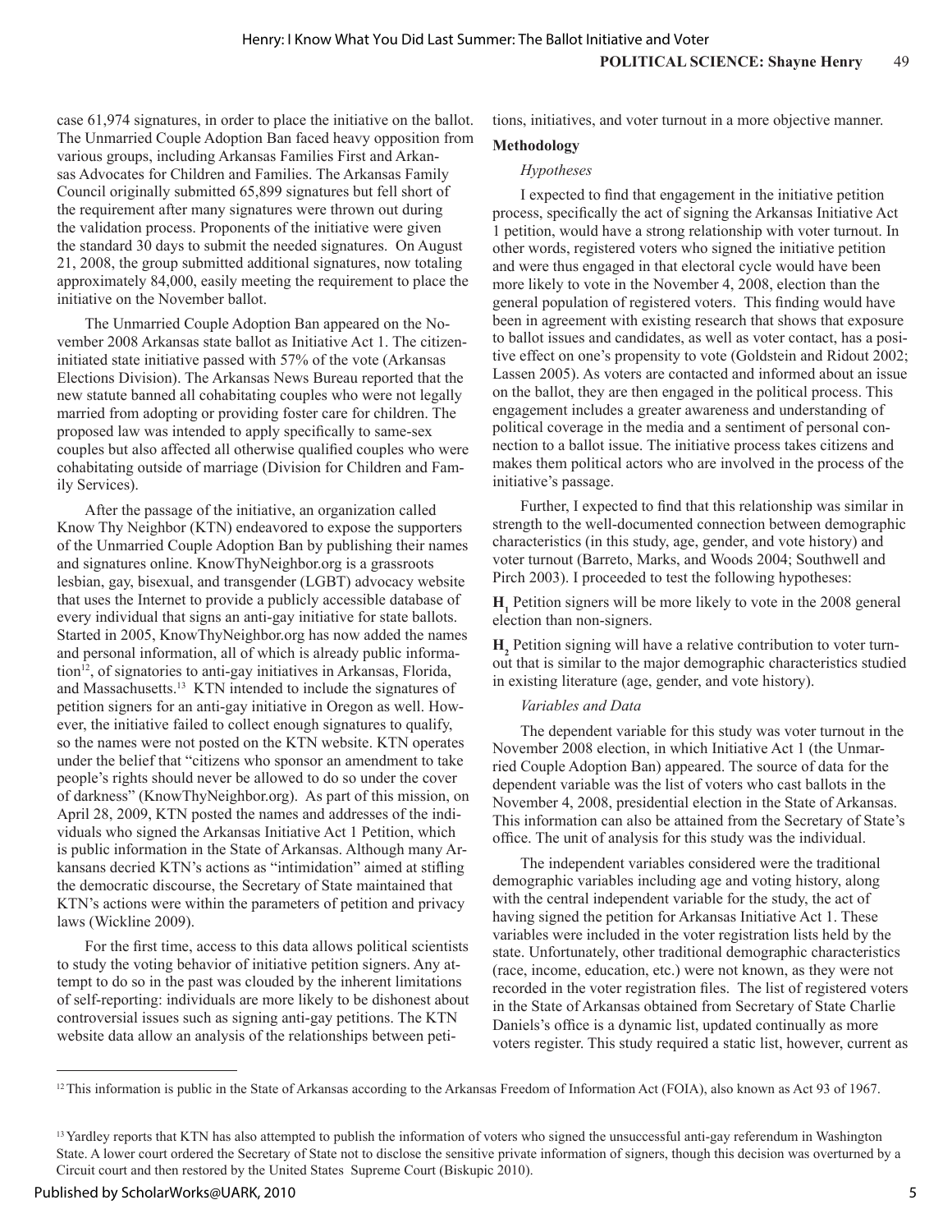case 61,974 signatures, in order to place the initiative on the ballot. The Unmarried Couple Adoption Ban faced heavy opposition from various groups, including Arkansas Families First and Arkansas Advocates for Children and Families. The Arkansas Family Council originally submitted 65,899 signatures but fell short of the requirement after many signatures were thrown out during the validation process. Proponents of the initiative were given the standard 30 days to submit the needed signatures. On August 21, 2008, the group submitted additional signatures, now totaling approximately 84,000, easily meeting the requirement to place the initiative on the November ballot.

The Unmarried Couple Adoption Ban appeared on the November 2008 Arkansas state ballot as Initiative Act 1. The citizen-initiated state initiative passed with 57% of the vote (Arkansas Elections Division). The Arkansas News Bureau reported that the new statute banned all cohabitating couples who were not legally married from adopting or providing foster care for children. The proposed law was intended to apply specifically to same-sex couples but also affected all otherwise qualified couples who were cohabitating outside of marriage (Division for Children and Family Services).

After the passage of the initiative, an organization called Know Thy Neighbor (KTN) endeavored to expose the supporters of the Unmarried Couple Adoption Ban by publishing their names and signatures online. KnowThyNeighbor.org is a grassroots lesbian, gay, bisexual, and transgender (LGBT) advocacy website that uses the Internet to provide a publicly accessible database of every individual that signs an anti-gay initiative for state ballots. Started in 2005, KnowThyNeighbor.org has now added the names and personal information, all of which is already public information[12], of signatories to anti-gay initiatives in Arkansas, Florida, and Massachusetts.[13] KTN intended to include the signatures of petition signers for an anti-gay initiative in Oregon as well. However, the initiative failed to collect enough signatures to qualify, so the names were not posted on the KTN website. KTN operates under the belief that "citizens who sponsor an amendment to take people's rights should never be allowed to do so under the cover of darkness" (KnowThyNeighbor.org). As part of this mission, on April 28, 2009, KTN posted the names and addresses of the individuals who signed the Arkansas Initiative Act 1 Petition, which is public information in the State of Arkansas. Although many Arkansans decried KTN's actions as "intimidation" aimed at stifling the democratic discourse, the Secretary of State maintained that KTN's actions were within the parameters of petition and privacy laws (Wickline 2009).

For the first time, access to this data allows political scientists to study the voting behavior of initiative petition signers. Any attempt to do so in the past was clouded by the inherent limitations of self-reporting: individuals are more likely to be dishonest about controversial issues such as signing anti-gay petitions. The KTN website data allow an analysis of the relationships between petitions, initiatives, and voter turnout in a more objective manner.

**Methodology**

*Hypotheses*

I expected to find that engagement in the initiative petition process, specifically the act of signing the Arkansas Initiative Act 1 petition, would have a strong relationship with voter turnout. In other words, registered voters who signed the initiative petition and were thus engaged in that electoral cycle would have been more likely to vote in the November 4, 2008, election than the general population of registered voters. This finding would have been in agreement with existing research that shows that exposure to ballot issues and candidates, as well as voter contact, has a positive effect on one's propensity to vote (Goldstein and Ridout 2002; Lassen 2005). As voters are contacted and informed about an issue on the ballot, they are then engaged in the political process. This engagement includes a greater awareness and understanding of political coverage in the media and a sentiment of personal connection to a ballot issue. The initiative process takes citizens and makes them political actors who are involved in the process of the initiative's passage.

Further, I expected to find that this relationship was similar in strength to the well-documented connection between demographic characteristics (in this study, age, gender, and vote history) and voter turnout (Barreto, Marks, and Woods 2004; Southwell and Pirch 2003). I proceeded to test the following hypotheses:

**$H_1$** Petition signers will be more likely to vote in the 2008 general election than non-signers.

**$H_2$** Petition signing will have a relative contribution to voter turnout that is similar to the major demographic characteristics studied in existing literature (age, gender, and vote history).

*Variables and Data*

The dependent variable for this study was voter turnout in the November 2008 election, in which Initiative Act 1 (the Unmarried Couple Adoption Ban) appeared. The source of data for the dependent variable was the list of voters who cast ballots in the November 4, 2008, presidential election in the State of Arkansas. This information can also be attained from the Secretary of State's office. The unit of analysis for this study was the individual.

The independent variables considered were the traditional demographic variables including age and voting history, along with the central independent variable for the study, the act of having signed the petition for Arkansas Initiative Act 1. These variables were included in the voter registration lists held by the state. Unfortunately, other traditional demographic characteristics (race, income, education, etc.) were not known, as they were not recorded in the voter registration files. The list of registered voters in the State of Arkansas obtained from Secretary of State Charlie Daniels's office is a dynamic list, updated continually as more voters register. This study required a static list, however, current as

[12] This information is public in the State of Arkansas according to the Arkansas Freedom of Information Act (FOIA), also known as Act 93 of 1967.

[13] Yardley reports that KTN has also attempted to publish the information of voters who signed the unsuccessful anti-gay referendum in Washington State. A lower court ordered the Secretary of State not to disclose the sensitive private information of signers, though this decision was overturned by a Circuit court and then restored by the United States Supreme Court (Biskupic 2010).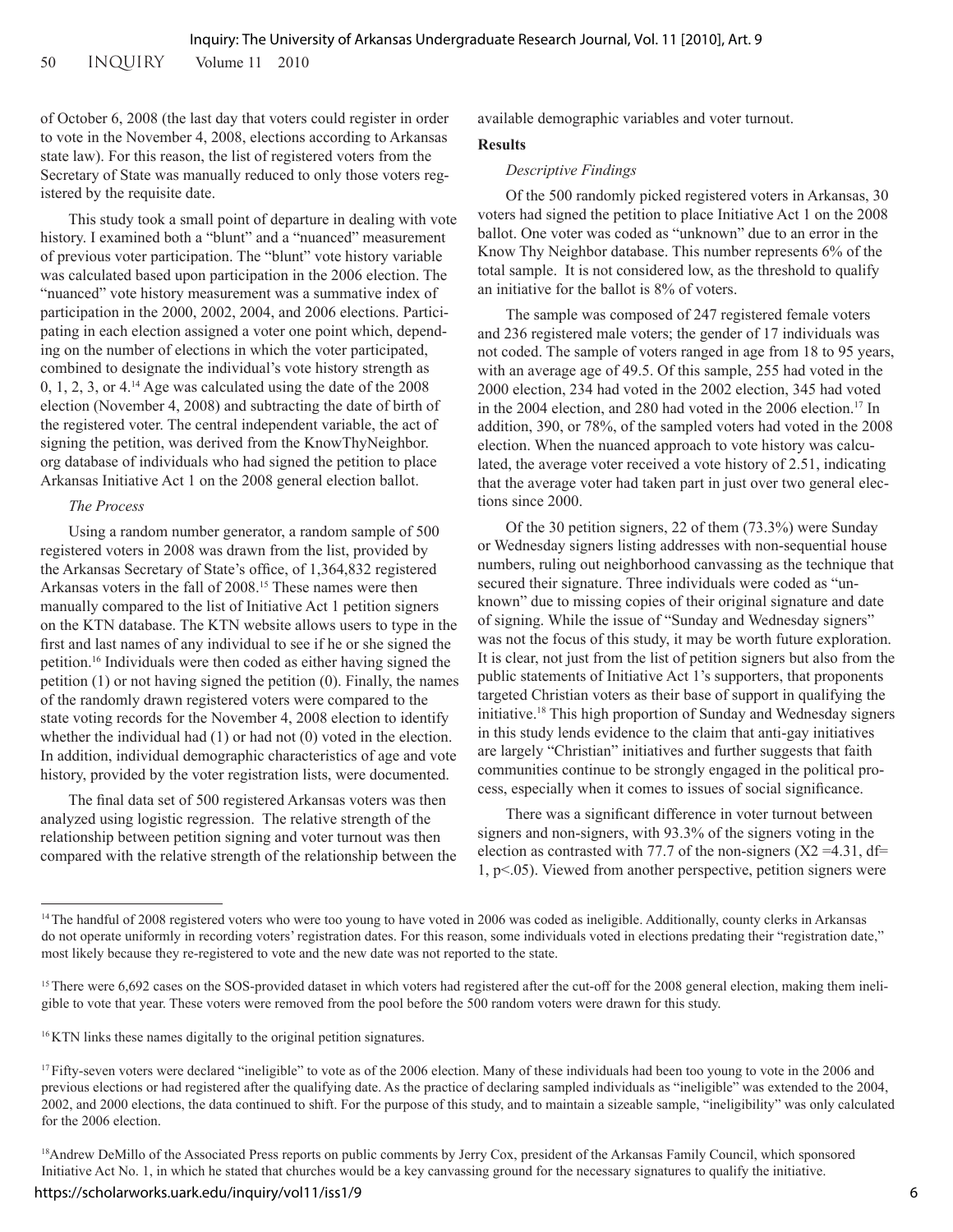of October 6, 2008 (the last day that voters could register in order to vote in the November 4, 2008, elections according to Arkansas state law). For this reason, the list of registered voters from the Secretary of State was manually reduced to only those voters registered by the requisite date.

This study took a small point of departure in dealing with vote history. I examined both a "blunt" and a "nuanced" measurement of previous voter participation. The "blunt" vote history variable was calculated based upon participation in the 2006 election. The "nuanced" vote history measurement was a summative index of participation in the 2000, 2002, 2004, and 2006 elections. Participating in each election assigned a voter one point which, depending on the number of elections in which the voter participated, combined to designate the individual's vote history strength as 0, 1, 2, 3, or 4.[14] Age was calculated using the date of the 2008 election (November 4, 2008) and subtracting the date of birth of the registered voter. The central independent variable, the act of signing the petition, was derived from the KnowThyNeighbor.org database of individuals who had signed the petition to place Arkansas Initiative Act 1 on the 2008 general election ballot.

*The Process*

Using a random number generator, a random sample of 500 registered voters in 2008 was drawn from the list, provided by the Arkansas Secretary of State's office, of 1,364,832 registered Arkansas voters in the fall of 2008.[15] These names were then manually compared to the list of Initiative Act 1 petition signers on the KTN database. The KTN website allows users to type in the first and last names of any individual to see if he or she signed the petition.[16] Individuals were then coded as either having signed the petition (1) or not having signed the petition (0). Finally, the names of the randomly drawn registered voters were compared to the state voting records for the November 4, 2008 election to identify whether the individual had (1) or had not (0) voted in the election. In addition, individual demographic characteristics of age and vote history, provided by the voter registration lists, were documented.

The final data set of 500 registered Arkansas voters was then analyzed using logistic regression. The relative strength of the relationship between petition signing and voter turnout was then compared with the relative strength of the relationship between the available demographic variables and voter turnout.

**Results**

*Descriptive Findings*

Of the 500 randomly picked registered voters in Arkansas, 30 voters had signed the petition to place Initiative Act 1 on the 2008 ballot. One voter was coded as "unknown" due to an error in the Know Thy Neighbor database. This number represents 6% of the total sample. It is not considered low, as the threshold to qualify an initiative for the ballot is 8% of voters.

The sample was composed of 247 registered female voters and 236 registered male voters; the gender of 17 individuals was not coded. The sample of voters ranged in age from 18 to 95 years, with an average age of 49.5. Of this sample, 255 had voted in the 2000 election, 234 had voted in the 2002 election, 345 had voted in the 2004 election, and 280 had voted in the 2006 election.[17] In addition, 390, or 78%, of the sampled voters had voted in the 2008 election. When the nuanced approach to vote history was calculated, the average voter received a vote history of 2.51, indicating that the average voter had taken part in just over two general elections since 2000.

Of the 30 petition signers, 22 of them (73.3%) were Sunday or Wednesday signers listing addresses with non-sequential house numbers, ruling out neighborhood canvassing as the technique that secured their signature. Three individuals were coded as "unknown" due to missing copies of their original signature and date of signing. While the issue of "Sunday and Wednesday signers" was not the focus of this study, it may be worth future exploration. It is clear, not just from the list of petition signers but also from the public statements of Initiative Act 1's supporters, that proponents targeted Christian voters as their base of support in qualifying the initiative.[18] This high proportion of Sunday and Wednesday signers in this study lends evidence to the claim that anti-gay initiatives are largely "Christian" initiatives and further suggests that faith communities continue to be strongly engaged in the political process, especially when it comes to issues of social significance.

There was a significant difference in voter turnout between signers and non-signers, with 93.3% of the signers voting in the election as contrasted with 77.7 of the non-signers ($X2$ =4.31, df= 1, $p<.05$). Viewed from another perspective, petition signers were

---

[14] The handful of 2008 registered voters who were too young to have voted in 2006 was coded as ineligible. Additionally, county clerks in Arkansas do not operate uniformly in recording voters' registration dates. For this reason, some individuals voted in elections predating their "registration date," most likely because they re-registered to vote and the new date was not reported to the state.

[15] There were 6,692 cases on the SOS-provided dataset in which voters had registered after the cut-off for the 2008 general election, making them ineligible to vote that year. These voters were removed from the pool before the 500 random voters were drawn for this study.

[16] KTN links these names digitally to the original petition signatures.

[17] Fifty-seven voters were declared "ineligible" to vote as of the 2006 election. Many of these individuals had been too young to vote in the 2006 and previous elections or had registered after the qualifying date. As the practice of declaring sampled individuals as "ineligible" was extended to the 2004, 2002, and 2000 elections, the data continued to shift. For the purpose of this study, and to maintain a sizeable sample, "ineligibility" was only calculated for the 2006 election.

[18] Andrew DeMillo of the Associated Press reports on public comments by Jerry Cox, president of the Arkansas Family Council, which sponsored Initiative Act No. 1, in which he stated that churches would be a key canvassing ground for the necessary signatures to qualify the initiative.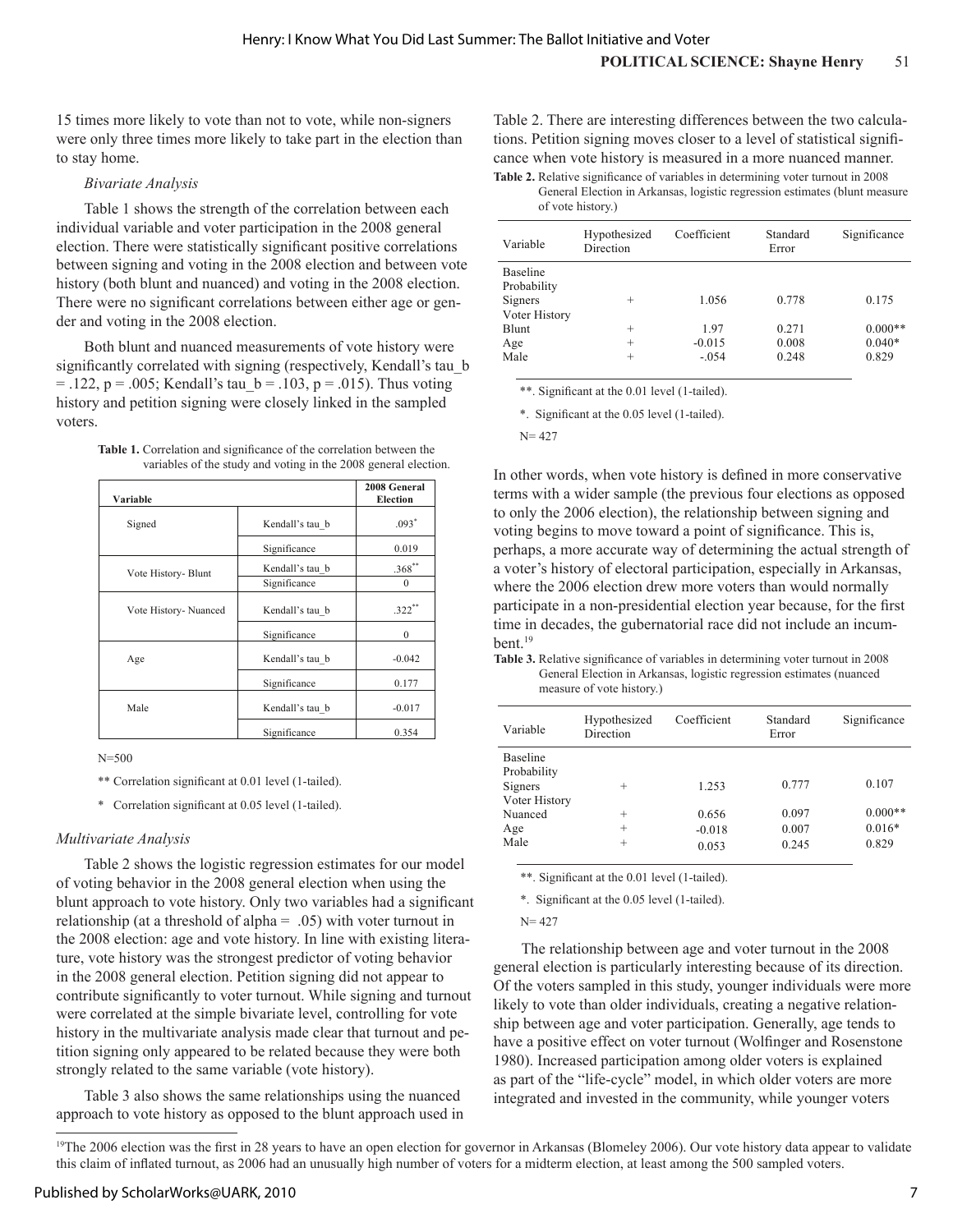15 times more likely to vote than not to vote, while non-signers were only three times more likely to take part in the election than to stay home.

### *Bivariate Analysis*

Table 1 shows the strength of the correlation between each individual variable and voter participation in the 2008 general election. There were statistically significant positive correlations between signing and voting in the 2008 election and between vote history (both blunt and nuanced) and voting in the 2008 election. There were no significant correlations between either age or gender and voting in the 2008 election.

Both blunt and nuanced measurements of vote history were significantly correlated with signing (respectively, Kendall's tau_b = .122, p = .005; Kendall's tau_b = .103, p = .015). Thus voting history and petition signing were closely linked in the sampled voters.

**Table 1.** Correlation and significance of the correlation between the variables of the study and voting in the 2008 general election.

| Variable | | 2008 General Election |
|---|---|---|
| Signed | Kendall's tau_b | .093* |
| | Significance | 0.019 |
| Vote History- Blunt | Kendall's tau_b | .368** |
| | Significance | 0 |
| Vote History- Nuanced | Kendall's tau_b | .322** |
| | Significance | 0 |
| Age | Kendall's tau_b | -0.042 |
| | Significance | 0.177 |
| Male | Kendall's tau_b | -0.017 |
| | Significance | 0.354 |

N=500

** Correlation significant at 0.01 level (1-tailed).

* Correlation significant at 0.05 level (1-tailed).

### *Multivariate Analysis*

Table 2 shows the logistic regression estimates for our model of voting behavior in the 2008 general election when using the blunt approach to vote history. Only two variables had a significant relationship (at a threshold of alpha = .05) with voter turnout in the 2008 election: age and vote history. In line with existing literature, vote history was the strongest predictor of voting behavior in the 2008 general election. Petition signing did not appear to contribute significantly to voter turnout. While signing and turnout were correlated at the simple bivariate level, controlling for vote history in the multivariate analysis made clear that turnout and petition signing only appeared to be related because they were both strongly related to the same variable (vote history).

Table 3 also shows the same relationships using the nuanced approach to vote history as opposed to the blunt approach used in Table 2. There are interesting differences between the two calculations. Petition signing moves closer to a level of statistical significance when vote history is measured in a more nuanced manner.

**Table 2.** Relative significance of variables in determining voter turnout in 2008 General Election in Arkansas, logistic regression estimates (blunt measure of vote history.)

| Variable | Hypothesized Direction | Coefficient | Standard Error | Significance |
|---|---|---|---|---|
| Baseline Probability | | | | |
| Signers | + | 1.056 | 0.778 | 0.175 |
| Voter History Blunt | + | 1.97 | 0.271 | 0.000** |
| Age | + | -0.015 | 0.008 | 0.040* |
| Male | + | -.054 | 0.248 | 0.829 |

**. Significant at the 0.01 level (1-tailed).

*. Significant at the 0.05 level (1-tailed).

N= 427

In other words, when vote history is defined in more conservative terms with a wider sample (the previous four elections as opposed to only the 2006 election), the relationship between signing and voting begins to move toward a point of significance. This is, perhaps, a more accurate way of determining the actual strength of a voter's history of electoral participation, especially in Arkansas, where the 2006 election drew more voters than would normally participate in a non-presidential election year because, for the first time in decades, the gubernatorial race did not include an incumbent.[19]

**Table 3.** Relative significance of variables in determining voter turnout in 2008 General Election in Arkansas, logistic regression estimates (nuanced measure of vote history.)

| Variable | Hypothesized Direction | Coefficient | Standard Error | Significance |
|---|---|---|---|---|
| Baseline Probability | | | | |
| Signers | + | 1.253 | 0.777 | 0.107 |
| Voter History Nuanced | + | 0.656 | 0.097 | 0.000** |
| Age | + | -0.018 | 0.007 | 0.016* |
| Male | + | 0.053 | 0.245 | 0.829 |

**. Significant at the 0.01 level (1-tailed).

*. Significant at the 0.05 level (1-tailed).

N= 427

The relationship between age and voter turnout in the 2008 general election is particularly interesting because of its direction. Of the voters sampled in this study, younger individuals were more likely to vote than older individuals, creating a negative relationship between age and voter participation. Generally, age tends to have a positive effect on voter turnout (Wolfinger and Rosenstone 1980). Increased participation among older voters is explained as part of the "life-cycle" model, in which older voters are more integrated and invested in the community, while younger voters

[19] The 2006 election was the first in 28 years to have an open election for governor in Arkansas (Blomeley 2006). Our vote history data appear to validate this claim of inflated turnout, as 2006 had an unusually high number of voters for a midterm election, at least among the 500 sampled voters.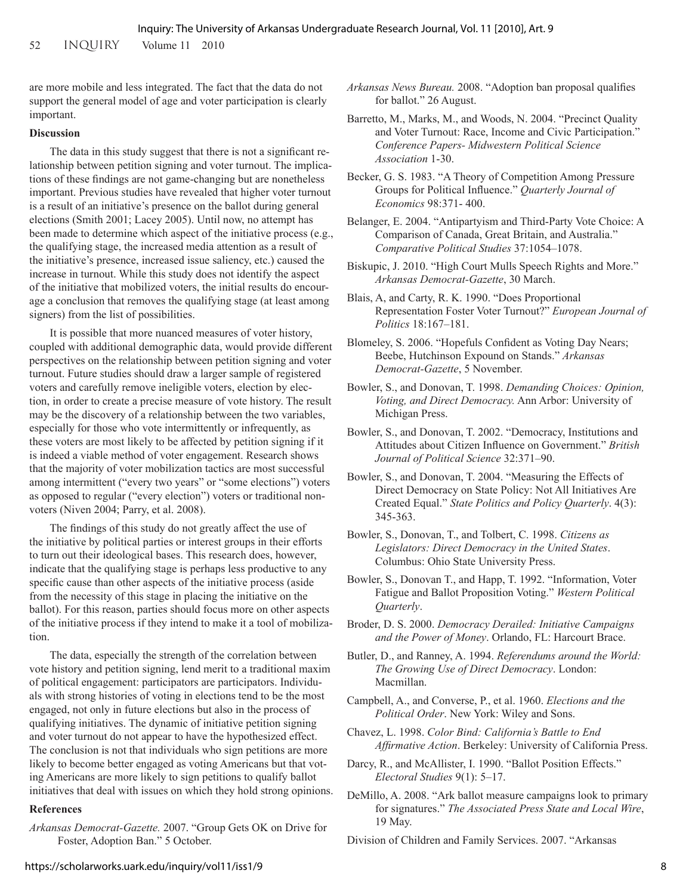are more mobile and less integrated. The fact that the data do not support the general model of age and voter participation is clearly important.

### Discussion

The data in this study suggest that there is not a significant relationship between petition signing and voter turnout. The implications of these findings are not game-changing but are nonetheless important. Previous studies have revealed that higher voter turnout is a result of an initiative's presence on the ballot during general elections (Smith 2001; Lacey 2005). Until now, no attempt has been made to determine which aspect of the initiative process (e.g., the qualifying stage, the increased media attention as a result of the initiative's presence, increased issue saliency, etc.) caused the increase in turnout. While this study does not identify the aspect of the initiative that mobilized voters, the initial results do encourage a conclusion that removes the qualifying stage (at least among signers) from the list of possibilities.

It is possible that more nuanced measures of voter history, coupled with additional demographic data, would provide different perspectives on the relationship between petition signing and voter turnout. Future studies should draw a larger sample of registered voters and carefully remove ineligible voters, election by election, in order to create a precise measure of vote history. The result may be the discovery of a relationship between the two variables, especially for those who vote intermittently or infrequently, as these voters are most likely to be affected by petition signing if it is indeed a viable method of voter engagement. Research shows that the majority of voter mobilization tactics are most successful among intermittent ("every two years" or "some elections") voters as opposed to regular ("every election") voters or traditional nonvoters (Niven 2004; Parry, et al. 2008).

The findings of this study do not greatly affect the use of the initiative by political parties or interest groups in their efforts to turn out their ideological bases. This research does, however, indicate that the qualifying stage is perhaps less productive to any specific cause than other aspects of the initiative process (aside from the necessity of this stage in placing the initiative on the ballot). For this reason, parties should focus more on other aspects of the initiative process if they intend to make it a tool of mobilization.

The data, especially the strength of the correlation between vote history and petition signing, lend merit to a traditional maxim of political engagement: participators are participators. Individuals with strong histories of voting in elections tend to be the most engaged, not only in future elections but also in the process of qualifying initiatives. The dynamic of initiative petition signing and voter turnout do not appear to have the hypothesized effect. The conclusion is not that individuals who sign petitions are more likely to become better engaged as voting Americans but that voting Americans are more likely to sign petitions to qualify ballot initiatives that deal with issues on which they hold strong opinions.

### References

*Arkansas Democrat-Gazette.* 2007. "Group Gets OK on Drive for Foster, Adoption Ban." 5 October.

*Arkansas News Bureau.* 2008. "Adoption ban proposal qualifies for ballot." 26 August.

Barretto, M., Marks, M., and Woods, N. 2004. "Precinct Quality and Voter Turnout: Race, Income and Civic Participation." *Conference Papers- Midwestern Political Science Association* 1-30.

Becker, G. S. 1983. "A Theory of Competition Among Pressure Groups for Political Influence." *Quarterly Journal of Economics* 98:371- 400.

Belanger, E. 2004. "Antipartyism and Third-Party Vote Choice: A Comparison of Canada, Great Britain, and Australia." *Comparative Political Studies* 37:1054–1078.

Biskupic, J. 2010. "High Court Mulls Speech Rights and More." *Arkansas Democrat-Gazette*, 30 March.

Blais, A, and Carty, R. K. 1990. "Does Proportional Representation Foster Voter Turnout?" *European Journal of Politics* 18:167–181.

Blomeley, S. 2006. "Hopefuls Confident as Voting Day Nears; Beebe, Hutchinson Expound on Stands." *Arkansas Democrat-Gazette*, 5 November.

Bowler, S., and Donovan, T. 1998. *Demanding Choices: Opinion, Voting, and Direct Democracy.* Ann Arbor: University of Michigan Press.

Bowler, S., and Donovan, T. 2002. "Democracy, Institutions and Attitudes about Citizen Influence on Government." *British Journal of Political Science* 32:371–90.

Bowler, S., and Donovan, T. 2004. "Measuring the Effects of Direct Democracy on State Policy: Not All Initiatives Are Created Equal." *State Politics and Policy Quarterly*. 4(3): 345-363.

Bowler, S., Donovan, T., and Tolbert, C. 1998. *Citizens as Legislators: Direct Democracy in the United States*. Columbus: Ohio State University Press.

Bowler, S., Donovan T., and Happ, T. 1992. "Information, Voter Fatigue and Ballot Proposition Voting." *Western Political Quarterly*.

Broder, D. S. 2000. *Democracy Derailed: Initiative Campaigns and the Power of Money*. Orlando, FL: Harcourt Brace.

Butler, D., and Ranney, A. 1994. *Referendums around the World: The Growing Use of Direct Democracy*. London: Macmillan.

Campbell, A., and Converse, P., et al. 1960. *Elections and the Political Order*. New York: Wiley and Sons.

Chavez, L. 1998. *Color Bind: California's Battle to End Affirmative Action*. Berkeley: University of California Press.

Darcy, R., and McAllister, I. 1990. "Ballot Position Effects." *Electoral Studies* 9(1): 5–17.

DeMillo, A. 2008. "Ark ballot measure campaigns look to primary for signatures." *The Associated Press State and Local Wire*, 19 May.

Division of Children and Family Services. 2007. "Arkansas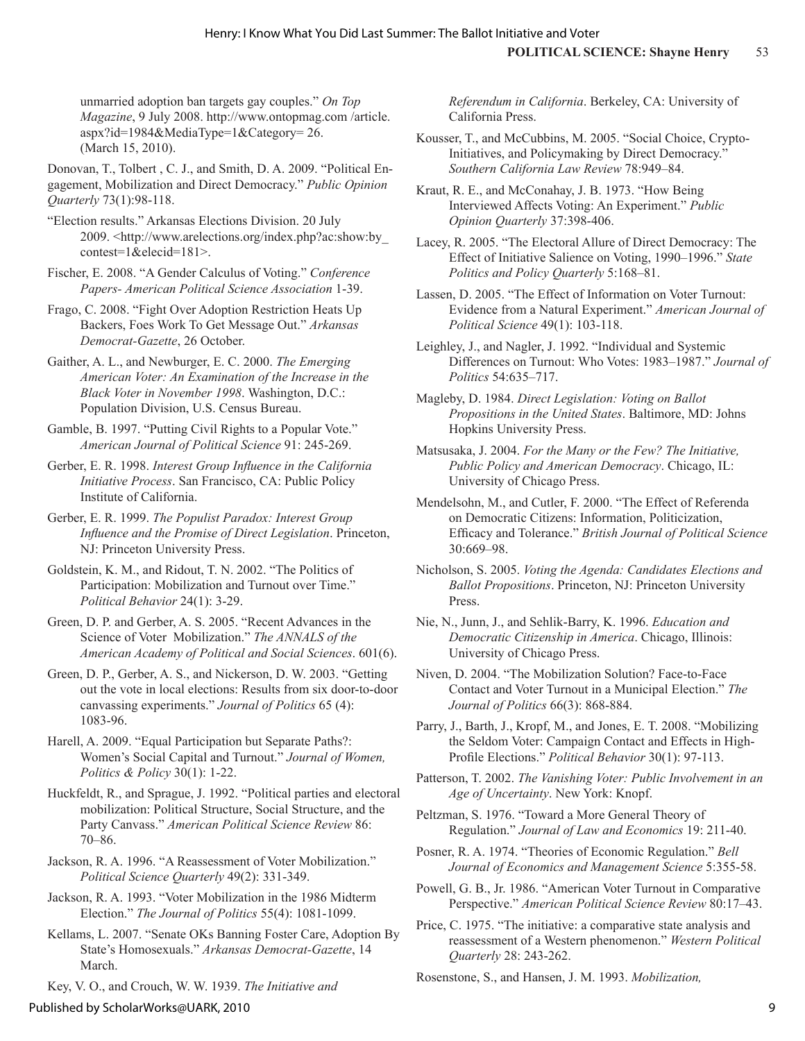unmarried adoption ban targets gay couples." *On Top Magazine*, 9 July 2008. http://www.ontopmag.com /article. aspx?id=1984&MediaType=1&Category= 26. (March 15, 2010).

Donovan, T., Tolbert , C. J., and Smith, D. A. 2009. "Political Engagement, Mobilization and Direct Democracy." *Public Opinion Quarterly* 73(1):98-118.

"Election results." Arkansas Elections Division. 20 July 2009. <http://www.arelections.org/index.php?ac:show:by_contest=1&elecid=181>.

Fischer, E. 2008. "A Gender Calculus of Voting." *Conference Papers- American Political Science Association* 1-39.

Frago, C. 2008. "Fight Over Adoption Restriction Heats Up Backers, Foes Work To Get Message Out." *Arkansas Democrat-Gazette*, 26 October.

Gaither, A. L., and Newburger, E. C. 2000. *The Emerging American Voter: An Examination of the Increase in the Black Voter in November 1998*. Washington, D.C.: Population Division, U.S. Census Bureau.

Gamble, B. 1997. "Putting Civil Rights to a Popular Vote." *American Journal of Political Science* 91: 245-269.

Gerber, E. R. 1998. *Interest Group Influence in the California Initiative Process*. San Francisco, CA: Public Policy Institute of California.

Gerber, E. R. 1999. *The Populist Paradox: Interest Group Influence and the Promise of Direct Legislation*. Princeton, NJ: Princeton University Press.

Goldstein, K. M., and Ridout, T. N. 2002. "The Politics of Participation: Mobilization and Turnout over Time." *Political Behavior* 24(1): 3-29.

Green, D. P. and Gerber, A. S. 2005. "Recent Advances in the Science of Voter Mobilization." *The ANNALS of the American Academy of Political and Social Sciences*. 601(6).

Green, D. P., Gerber, A. S., and Nickerson, D. W. 2003. "Getting out the vote in local elections: Results from six door-to-door canvassing experiments." *Journal of Politics* 65 (4): 1083-96.

Harell, A. 2009. "Equal Participation but Separate Paths?: Women's Social Capital and Turnout." *Journal of Women, Politics & Policy* 30(1): 1-22.

Huckfeldt, R., and Sprague, J. 1992. "Political parties and electoral mobilization: Political Structure, Social Structure, and the Party Canvass." *American Political Science Review* 86: 70–86.

Jackson, R. A. 1996. "A Reassessment of Voter Mobilization." *Political Science Quarterly* 49(2): 331-349.

Jackson, R. A. 1993. "Voter Mobilization in the 1986 Midterm Election." *The Journal of Politics* 55(4): 1081-1099.

Kellams, L. 2007. "Senate OKs Banning Foster Care, Adoption By State's Homosexuals." *Arkansas Democrat-Gazette*, 14 March.

Key, V. O., and Crouch, W. W. 1939. *The Initiative and Referendum in California*. Berkeley, CA: University of California Press.

Kousser, T., and McCubbins, M. 2005. "Social Choice, Crypto-Initiatives, and Policymaking by Direct Democracy." *Southern California Law Review* 78:949–84.

Kraut, R. E., and McConahay, J. B. 1973. "How Being Interviewed Affects Voting: An Experiment." *Public Opinion Quarterly* 37:398-406.

Lacey, R. 2005. "The Electoral Allure of Direct Democracy: The Effect of Initiative Salience on Voting, 1990–1996." *State Politics and Policy Quarterly* 5:168–81.

Lassen, D. 2005. "The Effect of Information on Voter Turnout: Evidence from a Natural Experiment." *American Journal of Political Science* 49(1): 103-118.

Leighley, J., and Nagler, J. 1992. "Individual and Systemic Differences on Turnout: Who Votes: 1983–1987." *Journal of Politics* 54:635–717.

Magleby, D. 1984. *Direct Legislation: Voting on Ballot Propositions in the United States*. Baltimore, MD: Johns Hopkins University Press.

Matsusaka, J. 2004. *For the Many or the Few? The Initiative, Public Policy and American Democracy*. Chicago, IL: University of Chicago Press.

Mendelsohn, M., and Cutler, F. 2000. "The Effect of Referenda on Democratic Citizens: Information, Politicization, Efficacy and Tolerance." *British Journal of Political Science* 30:669–98.

Nicholson, S. 2005. *Voting the Agenda: Candidates Elections and Ballot Propositions*. Princeton, NJ: Princeton University Press.

Nie, N., Junn, J., and Sehlik-Barry, K. 1996. *Education and Democratic Citizenship in America*. Chicago, Illinois: University of Chicago Press.

Niven, D. 2004. "The Mobilization Solution? Face-to-Face Contact and Voter Turnout in a Municipal Election." *The Journal of Politics* 66(3): 868-884.

Parry, J., Barth, J., Kropf, M., and Jones, E. T. 2008. "Mobilizing the Seldom Voter: Campaign Contact and Effects in High-Profile Elections." *Political Behavior* 30(1): 97-113.

Patterson, T. 2002. *The Vanishing Voter: Public Involvement in an Age of Uncertainty*. New York: Knopf.

Peltzman, S. 1976. "Toward a More General Theory of Regulation." *Journal of Law and Economics* 19: 211-40.

Posner, R. A. 1974. "Theories of Economic Regulation." *Bell Journal of Economics and Management Science* 5:355-58.

Powell, G. B., Jr. 1986. "American Voter Turnout in Comparative Perspective." *American Political Science Review* 80:17–43.

Price, C. 1975. "The initiative: a comparative state analysis and reassessment of a Western phenomenon." *Western Political Quarterly* 28: 243-262.

Rosenstone, S., and Hansen, J. M. 1993. *Mobilization,*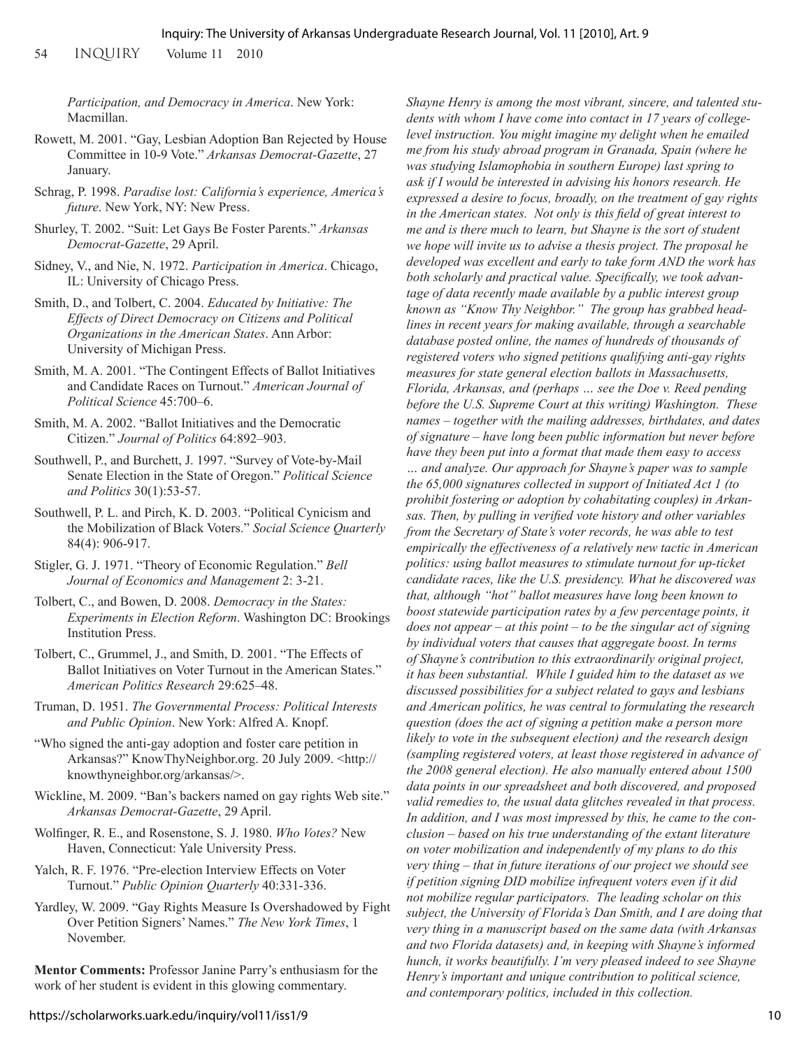*Participation, and Democracy in America*. New York: Macmillan.

Rowett, M. 2001. "Gay, Lesbian Adoption Ban Rejected by House Committee in 10-9 Vote." *Arkansas Democrat-Gazette*, 27 January.

Schrag, P. 1998. *Paradise lost: California's experience, America's future*. New York, NY: New Press.

Shurley, T. 2002. "Suit: Let Gays Be Foster Parents." *Arkansas Democrat-Gazette*, 29 April.

Sidney, V., and Nie, N. 1972. *Participation in America*. Chicago, IL: University of Chicago Press.

Smith, D., and Tolbert, C. 2004. *Educated by Initiative: The Effects of Direct Democracy on Citizens and Political Organizations in the American States*. Ann Arbor: University of Michigan Press.

Smith, M. A. 2001. "The Contingent Effects of Ballot Initiatives and Candidate Races on Turnout." *American Journal of Political Science* 45:700–6.

Smith, M. A. 2002. "Ballot Initiatives and the Democratic Citizen." *Journal of Politics* 64:892–903.

Southwell, P., and Burchett, J. 1997. "Survey of Vote-by-Mail Senate Election in the State of Oregon." *Political Science and Politics* 30(1):53-57.

Southwell, P. L. and Pirch, K. D. 2003. "Political Cynicism and the Mobilization of Black Voters." *Social Science Quarterly* 84(4): 906-917.

Stigler, G. J. 1971. "Theory of Economic Regulation." *Bell Journal of Economics and Management* 2: 3-21.

Tolbert, C., and Bowen, D. 2008. *Democracy in the States: Experiments in Election Reform*. Washington DC: Brookings Institution Press.

Tolbert, C., Grummel, J., and Smith, D. 2001. "The Effects of Ballot Initiatives on Voter Turnout in the American States." *American Politics Research* 29:625–48.

Truman, D. 1951. *The Governmental Process: Political Interests and Public Opinion*. New York: Alfred A. Knopf.

"Who signed the anti-gay adoption and foster care petition in Arkansas?" KnowThyNeighbor.org. 20 July 2009. <http://knowthyneighbor.org/arkansas/>.

Wickline, M. 2009. "Ban's backers named on gay rights Web site." *Arkansas Democrat-Gazette*, 29 April.

Wolfinger, R. E., and Rosenstone, S. J. 1980. *Who Votes?* New Haven, Connecticut: Yale University Press.

Yalch, R. F. 1976. "Pre-election Interview Effects on Voter Turnout." *Public Opinion Quarterly* 40:331-336.

Yardley, W. 2009. "Gay Rights Measure Is Overshadowed by Fight Over Petition Signers' Names." *The New York Times*, 1 November.

**Mentor Comments:** Professor Janine Parry's enthusiasm for the work of her student is evident in this glowing commentary.

*Shayne Henry is among the most vibrant, sincere, and talented students with whom I have come into contact in 17 years of college-level instruction. You might imagine my delight when he emailed me from his study abroad program in Granada, Spain (where he was studying Islamophobia in southern Europe) last spring to ask if I would be interested in advising his honors research. He expressed a desire to focus, broadly, on the treatment of gay rights in the American states. Not only is this field of great interest to me and is there much to learn, but Shayne is the sort of student we hope will invite us to advise a thesis project. The proposal he developed was excellent and early to take form AND the work has both scholarly and practical value. Specifically, we took advantage of data recently made available by a public interest group known as "Know Thy Neighbor." The group has grabbed headlines in recent years for making available, through a searchable database posted online, the names of hundreds of thousands of registered voters who signed petitions qualifying anti-gay rights measures for state general election ballots in Massachusetts, Florida, Arkansas, and (perhaps … see the Doe v. Reed pending before the U.S. Supreme Court at this writing) Washington. These names – together with the mailing addresses, birthdates, and dates of signature – have long been public information but never before have they been put into a format that made them easy to access … and analyze. Our approach for Shayne's paper was to sample the 65,000 signatures collected in support of Initiated Act 1 (to prohibit fostering or adoption by cohabitating couples) in Arkansas. Then, by pulling in verified vote history and other variables from the Secretary of State's voter records, he was able to test empirically the effectiveness of a relatively new tactic in American politics: using ballot measures to stimulate turnout for up-ticket candidate races, like the U.S. presidency. What he discovered was that, although "hot" ballot measures have long been known to boost statewide participation rates by a few percentage points, it does not appear – at this point – to be the singular act of signing by individual voters that causes that aggregate boost. In terms of Shayne's contribution to this extraordinarily original project, it has been substantial. While I guided him to the dataset as we discussed possibilities for a subject related to gays and lesbians and American politics, he was central to formulating the research question (does the act of signing a petition make a person more likely to vote in the subsequent election) and the research design (sampling registered voters, at least those registered in advance of the 2008 general election). He also manually entered about 1500 data points in our spreadsheet and both discovered, and proposed valid remedies to, the usual data glitches revealed in that process. In addition, and I was most impressed by this, he came to the conclusion – based on his true understanding of the extant literature on voter mobilization and independently of my plans to do this very thing – that in future iterations of our project we should see if petition signing DID mobilize infrequent voters even if it did not mobilize regular participators. The leading scholar on this subject, the University of Florida's Dan Smith, and I are doing that very thing in a manuscript based on the same data (with Arkansas and two Florida datasets) and, in keeping with Shayne's informed hunch, it works beautifully. I'm very pleased indeed to see Shayne Henry's important and unique contribution to political science, and contemporary politics, included in this collection.*